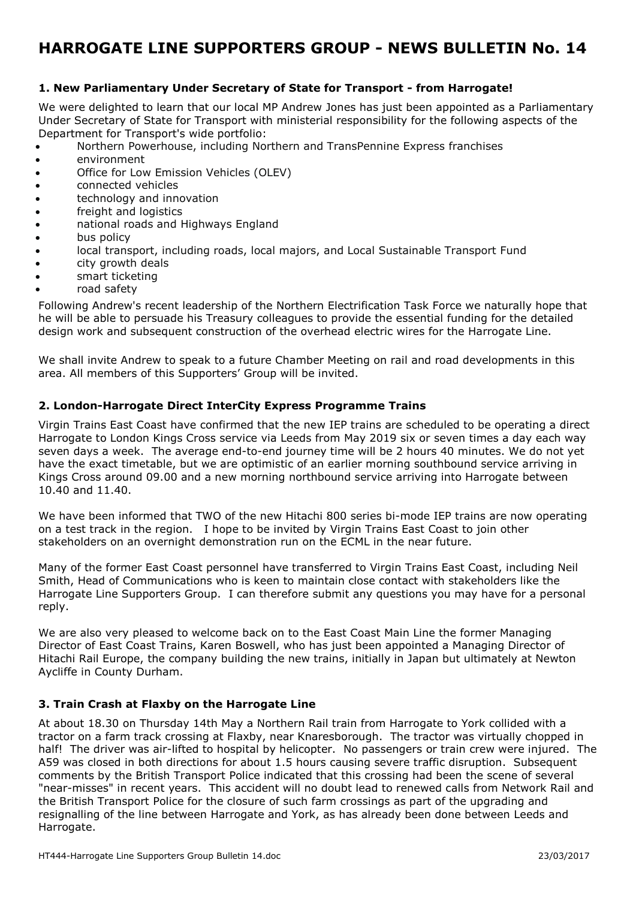# HARROGATE LINE SUPPORTERS GROUP - NEWS BULLETIN No. 14

### 1. New Parliamentary Under Secretary of State for Transport - from Harrogate!

We were delighted to learn that our local MP Andrew Jones has just been appointed as a Parliamentary Under Secretary of State for Transport with ministerial responsibility for the following aspects of the Department for Transport's wide portfolio:

- Northern Powerhouse, including Northern and TransPennine Express franchises
- environment
- Office for Low Emission Vehicles (OLEV)
- connected vehicles
- technology and innovation
- freight and logistics
- national roads and Highways England
- bus policy
- local transport, including roads, local majors, and Local Sustainable Transport Fund
- city growth deals
- smart ticketing
- road safety

Following Andrew's recent leadership of the Northern Electrification Task Force we naturally hope that he will be able to persuade his Treasury colleagues to provide the essential funding for the detailed design work and subsequent construction of the overhead electric wires for the Harrogate Line.

We shall invite Andrew to speak to a future Chamber Meeting on rail and road developments in this area. All members of this Supporters' Group will be invited.

### 2. London-Harrogate Direct InterCity Express Programme Trains

Virgin Trains East Coast have confirmed that the new IEP trains are scheduled to be operating a direct Harrogate to London Kings Cross service via Leeds from May 2019 six or seven times a day each way seven days a week. The average end-to-end journey time will be 2 hours 40 minutes. We do not yet have the exact timetable, but we are optimistic of an earlier morning southbound service arriving in Kings Cross around 09.00 and a new morning northbound service arriving into Harrogate between 10.40 and 11.40.

We have been informed that TWO of the new Hitachi 800 series bi-mode IEP trains are now operating on a test track in the region. I hope to be invited by Virgin Trains East Coast to join other stakeholders on an overnight demonstration run on the ECML in the near future.

Many of the former East Coast personnel have transferred to Virgin Trains East Coast, including Neil Smith, Head of Communications who is keen to maintain close contact with stakeholders like the Harrogate Line Supporters Group. I can therefore submit any questions you may have for a personal reply.

We are also very pleased to welcome back on to the East Coast Main Line the former Managing Director of East Coast Trains, Karen Boswell, who has just been appointed a Managing Director of Hitachi Rail Europe, the company building the new trains, initially in Japan but ultimately at Newton Aycliffe in County Durham.

### 3. Train Crash at Flaxby on the Harrogate Line

At about 18.30 on Thursday 14th May a Northern Rail train from Harrogate to York collided with a tractor on a farm track crossing at Flaxby, near Knaresborough. The tractor was virtually chopped in half! The driver was air-lifted to hospital by helicopter. No passengers or train crew were injured. The A59 was closed in both directions for about 1.5 hours causing severe traffic disruption. Subsequent comments by the British Transport Police indicated that this crossing had been the scene of several "near-misses" in recent years. This accident will no doubt lead to renewed calls from Network Rail and the British Transport Police for the closure of such farm crossings as part of the upgrading and resignalling of the line between Harrogate and York, as has already been done between Leeds and Harrogate.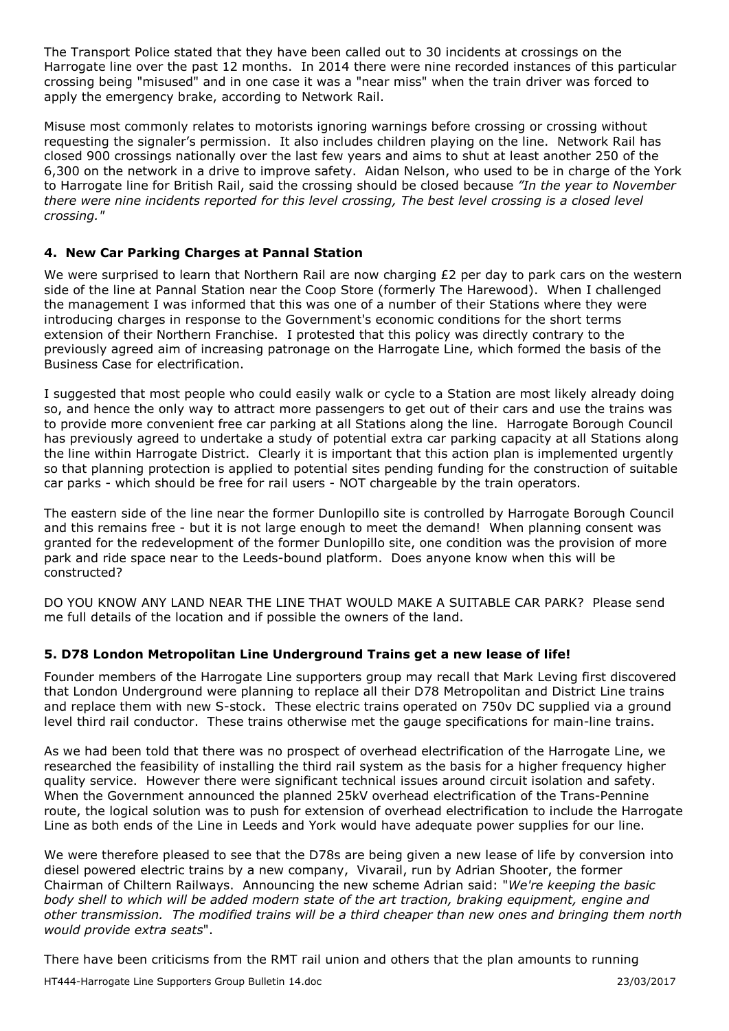The Transport Police stated that they have been called out to 30 incidents at crossings on the Harrogate line over the past 12 months. In 2014 there were nine recorded instances of this particular crossing being "misused" and in one case it was a "near miss" when the train driver was forced to apply the emergency brake, according to Network Rail.

Misuse most commonly relates to motorists ignoring warnings before crossing or crossing without requesting the signaler's permission. It also includes children playing on the line. Network Rail has closed 900 crossings nationally over the last few years and aims to shut at least another 250 of the 6,300 on the network in a drive to improve safety. Aidan Nelson, who used to be in charge of the York to Harrogate line for British Rail, said the crossing should be closed because *"In the year to November there were nine incidents reported for this level crossing, The best level crossing is a closed level crossing."*

### 4. New Car Parking Charges at Pannal Station

We were surprised to learn that Northern Rail are now charging £2 per day to park cars on the western side of the line at Pannal Station near the Coop Store (formerly The Harewood). When I challenged the management I was informed that this was one of a number of their Stations where they were introducing charges in response to the Government's economic conditions for the short terms extension of their Northern Franchise. I protested that this policy was directly contrary to the previously agreed aim of increasing patronage on the Harrogate Line, which formed the basis of the Business Case for electrification.

I suggested that most people who could easily walk or cycle to a Station are most likely already doing so, and hence the only way to attract more passengers to get out of their cars and use the trains was to provide more convenient free car parking at all Stations along the line. Harrogate Borough Council has previously agreed to undertake a study of potential extra car parking capacity at all Stations along the line within Harrogate District. Clearly it is important that this action plan is implemented urgently so that planning protection is applied to potential sites pending funding for the construction of suitable car parks - which should be free for rail users - NOT chargeable by the train operators.

The eastern side of the line near the former Dunlopillo site is controlled by Harrogate Borough Council and this remains free - but it is not large enough to meet the demand! When planning consent was granted for the redevelopment of the former Dunlopillo site, one condition was the provision of more park and ride space nearer to the Leeds-bound platform. Does anyone know when this will be constructed?

DO YOU KNOW ANY LAND NEAR THE LINE THAT WOULD MAKE A SUITABLE CAR PARK? Please send me full details of the location and if possible the owners of the land.

### 5. D78 London Metropolitan Line Underground Trains get a new lease of life!

Founder members of the Harrogate Line supporters group may recall that Mark Leving first discovered that London Underground were planning to replace all their D78 Metropolitan and District Line trains and replace them with new S-stock. These electric trains operated on 750v DC supplied via a ground level third rail conductor. These trains otherwise met the gauge specifications for main-line trains.

As we had been told that there was no prospect of overhead electrification of the Harrogate Line, we researched the feasibility of installing the third rail system as the basis for a higher frequency higher quality service. However there were significant technical issues around circuit isolation and safety. When the Government announced the planned 25kV overhead electrification of the Trans-Pennine route, the logical solution was to push for extension of overhead electrification to include the Harrogate Line as both ends of the Line in Leeds and York would have adequate power supplies for our line.

We were therefore pleased to see that the D78s are being given a new lease of life by conversion into diesel powered electric trains by a new company, Vivarail, run by Adrian Shooter, the former Chairman of Chiltern Railways. Announcing the new scheme Adrian said: "*We're keeping the basic body shell to which will be added modern state of the art traction, braking equipment, engine and other transmission. The modified trains will be a third cheaper than new ones and bringing them north would provide extra seats*".

There have been criticisms from the RMT rail union and others that the plan amounts to running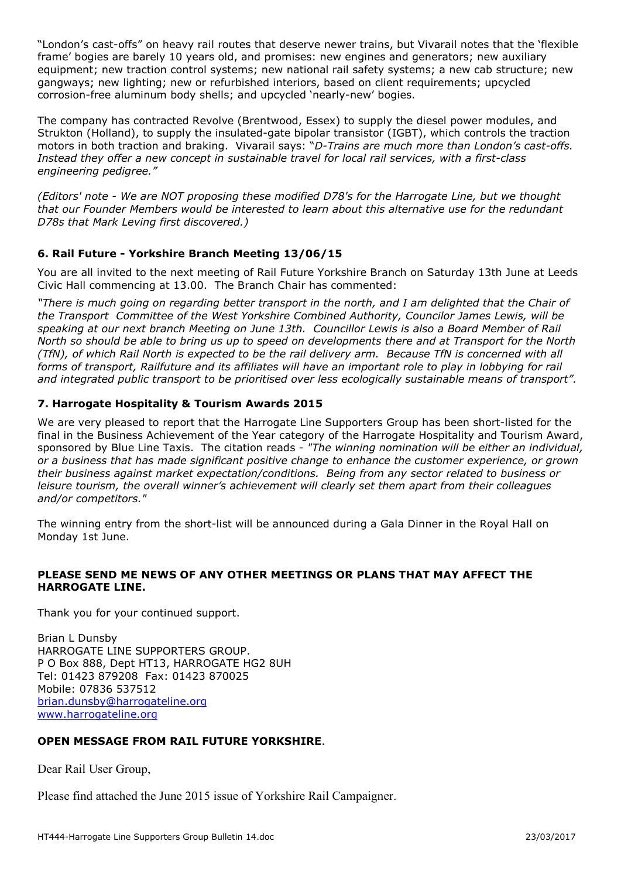"London's cast-offs" on heavy rail routes that deserve newer trains, but Vivarail notes that the 'flexible frame' bogies are barely 10 years old, and promises: new engines and generators; new auxiliary equipment; new traction control systems; new national rail safety systems; a new cab structure; new gangways; new lighting; new or refurbished interiors, based on client requirements; upcycled corrosion-free aluminum body shells; and upcycled 'nearly-new' bogies.

The company has contracted Revolve (Brentwood, Essex) to supply the diesel power modules, and Strukton (Holland), to supply the insulated-gate bipolar transistor (IGBT), which controls the traction motors in both traction and braking. Vivarail says: "*D-Trains are much more than London's cast-offs. Instead they offer a new concept in sustainable travel for local rail services, with a first-class engineering pedigree."*

*(Editors' note - We are NOT proposing these modified D78's for the Harrogate Line, but we thought that our Founder Members would be interested to learn about this alternative use for the redundant D78s that Mark Leving first discovered.)*

### 6. Rail Future - Yorkshire Branch Meeting 13/06/15

You are all invited to the next meeting of Rail Future Yorkshire Branch on Saturday 13th June at Leeds Civic Hall commencing at 13.00. The Branch Chair has commented:

*"There is much going on regarding better transport in the north, and I am delighted that the Chair of the Transport Committee of the West Yorkshire Combined Authority, Councilor James Lewis, will be speaking at our next branch Meeting on June 13th. Councillor Lewis is also a Board Member of Rail North so should be able to bring us up to speed on developments there and at Transport for the North (TfN), of which Rail North is expected to be the rail delivery arm. Because TfN is concerned with all forms of transport, Railfuture and its affiliates will have an important role to play in lobbying for rail and integrated public transport to be prioritised over less ecologically sustainable means of transport".*

### 7. Harrogate Hospitality & Tourism Awards 2015

We are very pleased to report that the Harrogate Line Supporters Group has been short-listed for the final in the Business Achievement of the Year category of the Harrogate Hospitality and Tourism Award, sponsored by Blue Line Taxis. The citation reads - *"The winning nomination will be either an individual, or a business that has made significant positive change to enhance the customer experience, or grown their business against market expectation/conditions. Being from any sector related to business or leisure tourism, the overall winner's achievement will clearly set them apart from their colleagues and/or competitors."*

The winning entry from the short-list will be announced during a Gala Dinner in the Royal Hall on Monday 1st June.

**PLEASE SEND ME NEWS OF ANY OTHER MEETINGS OR PLANS THAT MAY AFFECT THE HARROGATE LINE.**

Thank you for your continued support.

Brian L Dunsby
HARROGATE LINE SUPPORTERS GROUP.
P O Box 888, Dept HT13, HARROGATE HG2 8UH
Tel: 01423 879208 Fax: 01423 870025
Mobile: 07836 537512
brian.dunsby@harrogateline.org
www.harrogateline.org

**OPEN MESSAGE FROM RAIL FUTURE YORKSHIRE**.

Dear Rail User Group,

Please find attached the June 2015 issue of Yorkshire Rail Campaigner.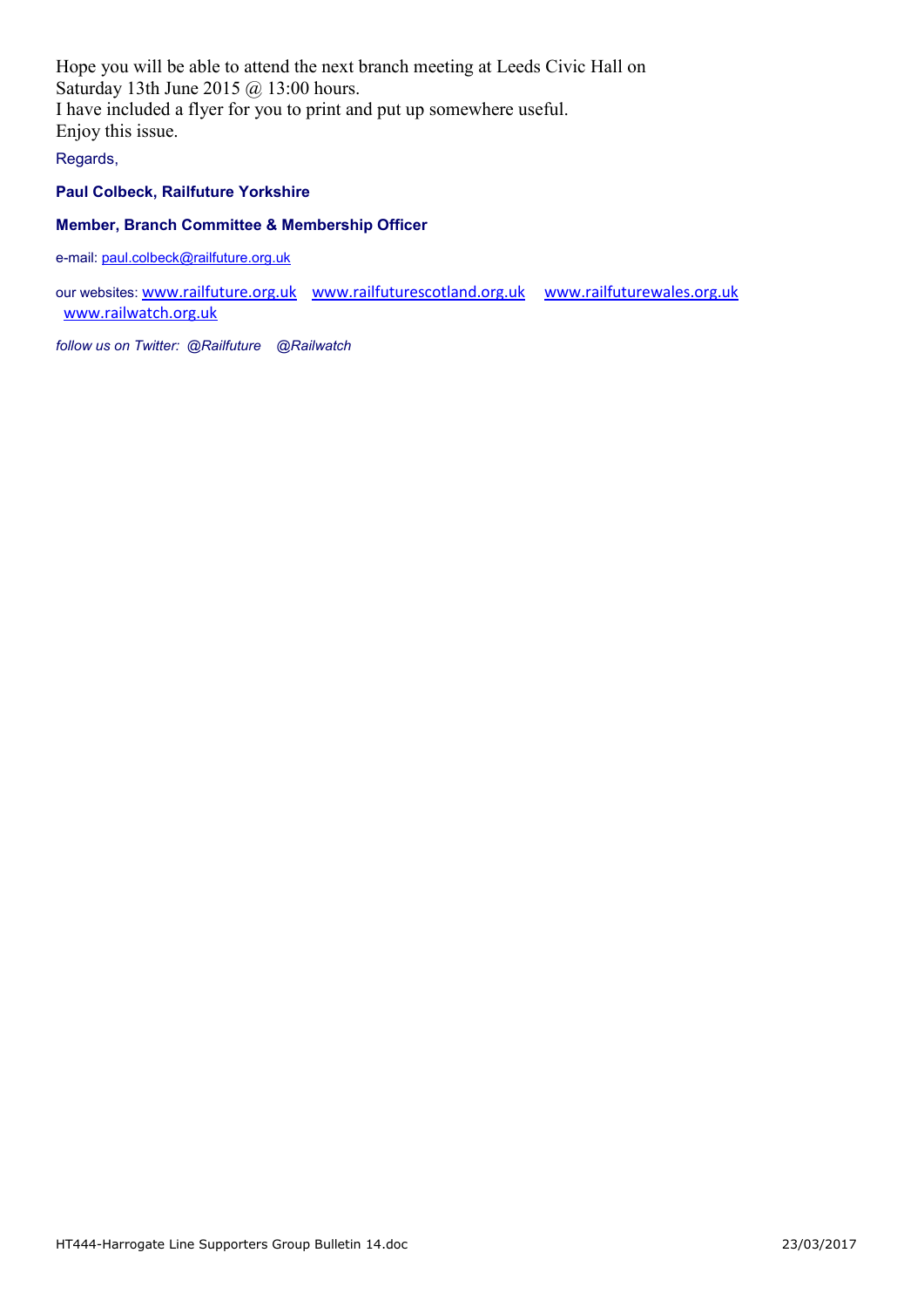Hope you will be able to attend the next branch meeting at Leeds Civic Hall on Saturday 13th June 2015 @ 13:00 hours.
I have included a flyer for you to print and put up somewhere useful.
Enjoy this issue.

Regards,

**Paul Colbeck, Railfuture Yorkshire**

**Member, Branch Committee & Membership Officer**

e-mail: paul.colbeck@railfuture.org.uk

our websites: www.railfuture.org.uk www.railfuturescotland.org.uk www.railfuturewales.org.uk www.railwatch.org.uk

*follow us on Twitter: @Railfuture @Railwatch*